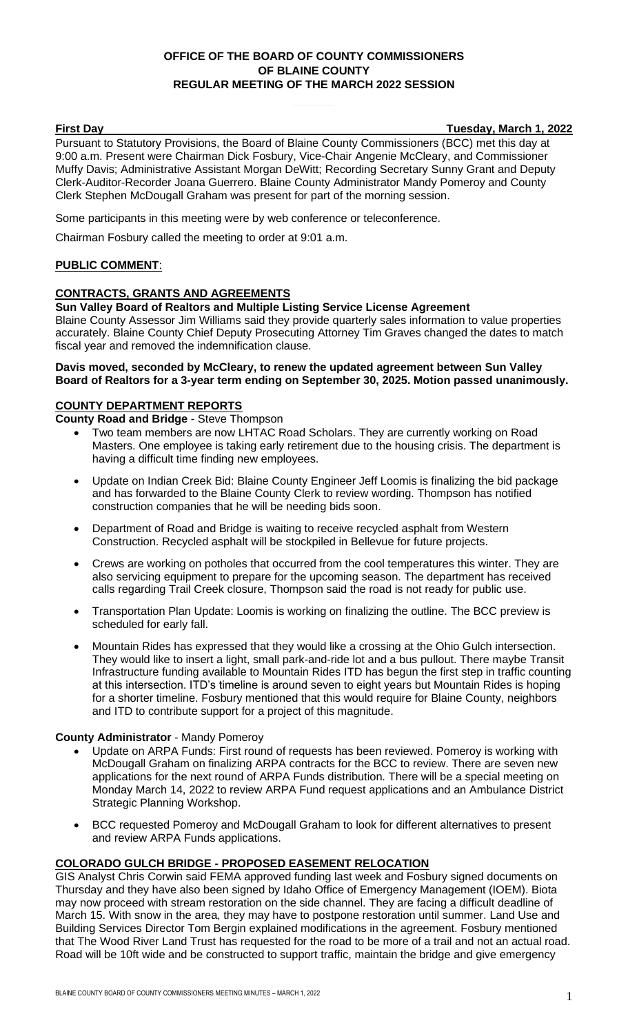**OFFICE OF THE BOARD OF COUNTY COMMISSIONERS**
**OF BLAINE COUNTY**
**REGULAR MEETING OF THE MARCH 2022 SESSION**

**First Day** **Tuesday, March 1, 2022**

Pursuant to Statutory Provisions, the Board of Blaine County Commissioners (BCC) met this day at 9:00 a.m. Present were Chairman Dick Fosbury, Vice-Chair Angenie McCleary, and Commissioner Muffy Davis; Administrative Assistant Morgan DeWitt; Recording Secretary Sunny Grant and Deputy Clerk-Auditor-Recorder Joana Guerrero. Blaine County Administrator Mandy Pomeroy and County Clerk Stephen McDougall Graham was present for part of the morning session.

Some participants in this meeting were by web conference or teleconference.

Chairman Fosbury called the meeting to order at 9:01 a.m.

**PUBLIC COMMENT**:

**CONTRACTS, GRANTS AND AGREEMENTS**

**Sun Valley Board of Realtors and Multiple Listing Service License Agreement**

Blaine County Assessor Jim Williams said they provide quarterly sales information to value properties accurately. Blaine County Chief Deputy Prosecuting Attorney Tim Graves changed the dates to match fiscal year and removed the indemnification clause.

**Davis moved, seconded by McCleary, to renew the updated agreement between Sun Valley Board of Realtors for a 3-year term ending on September 30, 2025. Motion passed unanimously.**

**COUNTY DEPARTMENT REPORTS**

**County Road and Bridge** - Steve Thompson

- Two team members are now LHTAC Road Scholars. They are currently working on Road Masters. One employee is taking early retirement due to the housing crisis. The department is having a difficult time finding new employees.
- Update on Indian Creek Bid: Blaine County Engineer Jeff Loomis is finalizing the bid package and has forwarded to the Blaine County Clerk to review wording. Thompson has notified construction companies that he will be needing bids soon.
- Department of Road and Bridge is waiting to receive recycled asphalt from Western Construction. Recycled asphalt will be stockpiled in Bellevue for future projects.
- Crews are working on potholes that occurred from the cool temperatures this winter. They are also servicing equipment to prepare for the upcoming season. The department has received calls regarding Trail Creek closure, Thompson said the road is not ready for public use.
- Transportation Plan Update: Loomis is working on finalizing the outline. The BCC preview is scheduled for early fall.
- Mountain Rides has expressed that they would like a crossing at the Ohio Gulch intersection. They would like to insert a light, small park-and-ride lot and a bus pullout. There maybe Transit Infrastructure funding available to Mountain Rides ITD has begun the first step in traffic counting at this intersection. ITD's timeline is around seven to eight years but Mountain Rides is hoping for a shorter timeline. Fosbury mentioned that this would require for Blaine County, neighbors and ITD to contribute support for a project of this magnitude.

**County Administrator** - Mandy Pomeroy

- Update on ARPA Funds: First round of requests has been reviewed. Pomeroy is working with McDougall Graham on finalizing ARPA contracts for the BCC to review. There are seven new applications for the next round of ARPA Funds distribution. There will be a special meeting on Monday March 14, 2022 to review ARPA Fund request applications and an Ambulance District Strategic Planning Workshop.
- BCC requested Pomeroy and McDougall Graham to look for different alternatives to present and review ARPA Funds applications.

**COLORADO GULCH BRIDGE - PROPOSED EASEMENT RELOCATION**

GIS Analyst Chris Corwin said FEMA approved funding last week and Fosbury signed documents on Thursday and they have also been signed by Idaho Office of Emergency Management (IOEM). Biota may now proceed with stream restoration on the side channel. They are facing a difficult deadline of March 15. With snow in the area, they may have to postpone restoration until summer. Land Use and Building Services Director Tom Bergin explained modifications in the agreement. Fosbury mentioned that The Wood River Land Trust has requested for the road to be more of a trail and not an actual road. Road will be 10ft wide and be constructed to support traffic, maintain the bridge and give emergency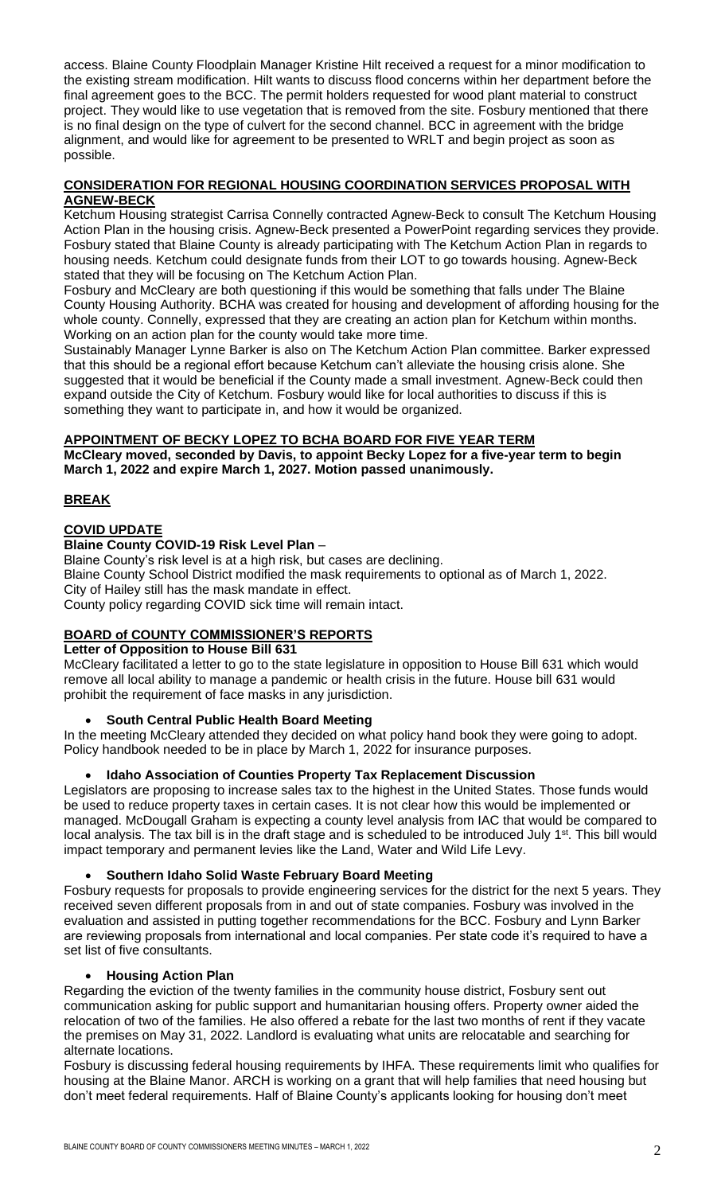access. Blaine County Floodplain Manager Kristine Hilt received a request for a minor modification to the existing stream modification. Hilt wants to discuss flood concerns within her department before the final agreement goes to the BCC. The permit holders requested for wood plant material to construct project. They would like to use vegetation that is removed from the site. Fosbury mentioned that there is no final design on the type of culvert for the second channel. BCC in agreement with the bridge alignment, and would like for agreement to be presented to WRLT and begin project as soon as possible.

## CONSIDERATION FOR REGIONAL HOUSING COORDINATION SERVICES PROPOSAL WITH AGNEW-BECK

Ketchum Housing strategist Carrisa Connelly contracted Agnew-Beck to consult The Ketchum Housing Action Plan in the housing crisis. Agnew-Beck presented a PowerPoint regarding services they provide. Fosbury stated that Blaine County is already participating with The Ketchum Action Plan in regards to housing needs. Ketchum could designate funds from their LOT to go towards housing. Agnew-Beck stated that they will be focusing on The Ketchum Action Plan.

Fosbury and McCleary are both questioning if this would be something that falls under The Blaine County Housing Authority. BCHA was created for housing and development of affording housing for the whole county. Connelly, expressed that they are creating an action plan for Ketchum within months. Working on an action plan for the county would take more time.

Sustainably Manager Lynne Barker is also on The Ketchum Action Plan committee. Barker expressed that this should be a regional effort because Ketchum can't alleviate the housing crisis alone. She suggested that it would be beneficial if the County made a small investment. Agnew-Beck could then expand outside the City of Ketchum. Fosbury would like for local authorities to discuss if this is something they want to participate in, and how it would be organized.

## APPOINTMENT OF BECKY LOPEZ TO BCHA BOARD FOR FIVE YEAR TERM

**McCleary moved, seconded by Davis, to appoint Becky Lopez for a five-year term to begin March 1, 2022 and expire March 1, 2027. Motion passed unanimously.**

## BREAK

## COVID UPDATE

**Blaine County COVID-19 Risk Level Plan** –

Blaine County's risk level is at a high risk, but cases are declining.
Blaine County School District modified the mask requirements to optional as of March 1, 2022.
City of Hailey still has the mask mandate in effect.
County policy regarding COVID sick time will remain intact.

## BOARD of COUNTY COMMISSIONER'S REPORTS

**Letter of Opposition to House Bill 631**

McCleary facilitated a letter to go to the state legislature in opposition to House Bill 631 which would remove all local ability to manage a pandemic or health crisis in the future. House bill 631 would prohibit the requirement of face masks in any jurisdiction.

- **South Central Public Health Board Meeting**

In the meeting McCleary attended they decided on what policy hand book they were going to adopt. Policy handbook needed to be in place by March 1, 2022 for insurance purposes.

- **Idaho Association of Counties Property Tax Replacement Discussion**

Legislators are proposing to increase sales tax to the highest in the United States. Those funds would be used to reduce property taxes in certain cases. It is not clear how this would be implemented or managed. McDougall Graham is expecting a county level analysis from IAC that would be compared to local analysis. The tax bill is in the draft stage and is scheduled to be introduced July 1st. This bill would impact temporary and permanent levies like the Land, Water and Wild Life Levy.

- **Southern Idaho Solid Waste February Board Meeting**

Fosbury requests for proposals to provide engineering services for the district for the next 5 years. They received seven different proposals from in and out of state companies. Fosbury was involved in the evaluation and assisted in putting together recommendations for the BCC. Fosbury and Lynn Barker are reviewing proposals from international and local companies. Per state code it's required to have a set list of five consultants.

- **Housing Action Plan**

Regarding the eviction of the twenty families in the community house district, Fosbury sent out communication asking for public support and humanitarian housing offers. Property owner aided the relocation of two of the families. He also offered a rebate for the last two months of rent if they vacate the premises on May 31, 2022. Landlord is evaluating what units are relocatable and searching for alternate locations.

Fosbury is discussing federal housing requirements by IHFA. These requirements limit who qualifies for housing at the Blaine Manor. ARCH is working on a grant that will help families that need housing but don't meet federal requirements. Half of Blaine County's applicants looking for housing don't meet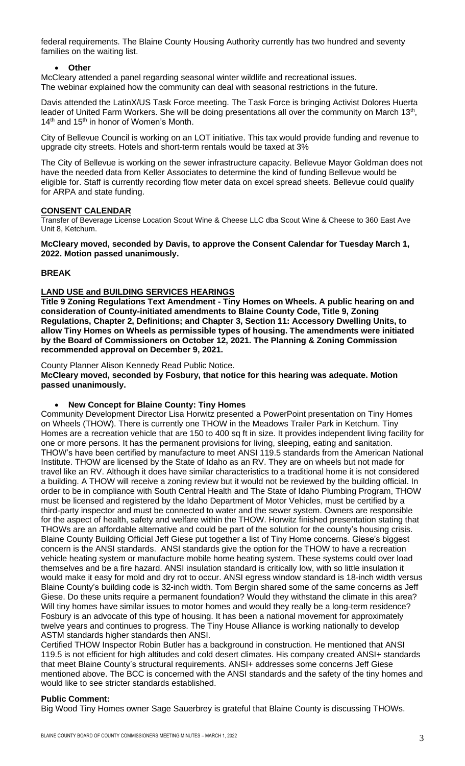federal requirements. The Blaine County Housing Authority currently has two hundred and seventy families on the waiting list.

- **Other**

McCleary attended a panel regarding seasonal winter wildlife and recreational issues. The webinar explained how the community can deal with seasonal restrictions in the future.

Davis attended the LatinX/US Task Force meeting. The Task Force is bringing Activist Dolores Huerta leader of United Farm Workers. She will be doing presentations all over the community on March 13th, 14th and 15th in honor of Women's Month.

City of Bellevue Council is working on an LOT initiative. This tax would provide funding and revenue to upgrade city streets. Hotels and short-term rentals would be taxed at 3%

The City of Bellevue is working on the sewer infrastructure capacity. Bellevue Mayor Goldman does not have the needed data from Keller Associates to determine the kind of funding Bellevue would be eligible for. Staff is currently recording flow meter data on excel spread sheets. Bellevue could qualify for ARPA and state funding.

## CONSENT CALENDAR

Transfer of Beverage License Location Scout Wine & Cheese LLC dba Scout Wine & Cheese to 360 East Ave Unit 8, Ketchum.

**McCleary moved, seconded by Davis, to approve the Consent Calendar for Tuesday March 1, 2022. Motion passed unanimously.**

## BREAK

## LAND USE and BUILDING SERVICES HEARINGS

**Title 9 Zoning Regulations Text Amendment - Tiny Homes on Wheels. A public hearing on and consideration of County-initiated amendments to Blaine County Code, Title 9, Zoning Regulations, Chapter 2, Definitions; and Chapter 3, Section 11: Accessory Dwelling Units, to allow Tiny Homes on Wheels as permissible types of housing. The amendments were initiated by the Board of Commissioners on October 12, 2021. The Planning & Zoning Commission recommended approval on December 9, 2021.**

County Planner Alison Kennedy Read Public Notice.

**McCleary moved, seconded by Fosbury, that notice for this hearing was adequate. Motion passed unanimously.**

- **New Concept for Blaine County: Tiny Homes**

Community Development Director Lisa Horwitz presented a PowerPoint presentation on Tiny Homes on Wheels (THOW). There is currently one THOW in the Meadows Trailer Park in Ketchum. Tiny Homes are a recreation vehicle that are 150 to 400 sq ft in size. It provides independent living facility for one or more persons. It has the permanent provisions for living, sleeping, eating and sanitation. THOW's have been certified by manufacture to meet ANSI 119.5 standards from the American National Institute. THOW are licensed by the State of Idaho as an RV. They are on wheels but not made for travel like an RV. Although it does have similar characteristics to a traditional home it is not considered a building. A THOW will receive a zoning review but it would not be reviewed by the building official. In order to be in compliance with South Central Health and The State of Idaho Plumbing Program, THOW must be licensed and registered by the Idaho Department of Motor Vehicles, must be certified by a third-party inspector and must be connected to water and the sewer system. Owners are responsible for the aspect of health, safety and welfare within the THOW. Horwitz finished presentation stating that THOWs are an affordable alternative and could be part of the solution for the county's housing crisis. Blaine County Building Official Jeff Giese put together a list of Tiny Home concerns. Giese's biggest concern is the ANSI standards. ANSI standards give the option for the THOW to have a recreation vehicle heating system or manufacture mobile home heating system. These systems could over load themselves and be a fire hazard. ANSI insulation standard is critically low, with so little insulation it would make it easy for mold and dry rot to occur. ANSI egress window standard is 18-inch width versus Blaine County's building code is 32-inch width. Tom Bergin shared some of the same concerns as Jeff Giese. Do these units require a permanent foundation? Would they withstand the climate in this area? Will tiny homes have similar issues to motor homes and would they really be a long-term residence? Fosbury is an advocate of this type of housing. It has been a national movement for approximately twelve years and continues to progress. The Tiny House Alliance is working nationally to develop ASTM standards higher standards then ANSI.

Certified THOW Inspector Robin Butler has a background in construction. He mentioned that ANSI 119.5 is not efficient for high altitudes and cold desert climates. His company created ANSI+ standards that meet Blaine County's structural requirements. ANSI+ addresses some concerns Jeff Giese mentioned above. The BCC is concerned with the ANSI standards and the safety of the tiny homes and would like to see stricter standards established.

**Public Comment:**

Big Wood Tiny Homes owner Sage Sauerbrey is grateful that Blaine County is discussing THOWs.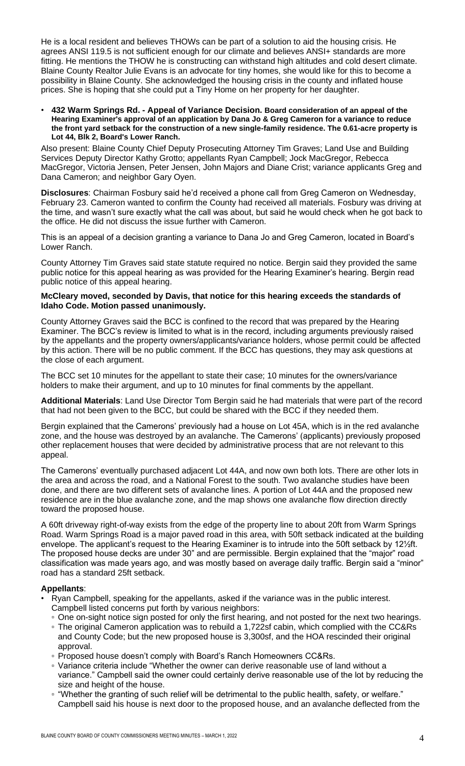He is a local resident and believes THOWs can be part of a solution to aid the housing crisis. He agrees ANSI 119.5 is not sufficient enough for our climate and believes ANSI+ standards are more fitting. He mentions the THOW he is constructing can withstand high altitudes and cold desert climate. Blaine County Realtor Julie Evans is an advocate for tiny homes, she would like for this to become a possibility in Blaine County. She acknowledged the housing crisis in the county and inflated house prices. She is hoping that she could put a Tiny Home on her property for her daughter.

- **432 Warm Springs Rd. - Appeal of Variance Decision. Board consideration of an appeal of the Hearing Examiner's approval of an application by Dana Jo & Greg Cameron for a variance to reduce the front yard setback for the construction of a new single-family residence. The 0.61-acre property is Lot 44, Blk 2, Board's Lower Ranch.**

Also present: Blaine County Chief Deputy Prosecuting Attorney Tim Graves; Land Use and Building Services Deputy Director Kathy Grotto; appellants Ryan Campbell; Jock MacGregor, Rebecca MacGregor, Victoria Jensen, Peter Jensen, John Majors and Diane Crist; variance applicants Greg and Dana Cameron; and neighbor Gary Oyen.

**Disclosures**: Chairman Fosbury said he'd received a phone call from Greg Cameron on Wednesday, February 23. Cameron wanted to confirm the County had received all materials. Fosbury was driving at the time, and wasn't sure exactly what the call was about, but said he would check when he got back to the office. He did not discuss the issue further with Cameron.

This is an appeal of a decision granting a variance to Dana Jo and Greg Cameron, located in Board's Lower Ranch.

County Attorney Tim Graves said state statute required no notice. Bergin said they provided the same public notice for this appeal hearing as was provided for the Hearing Examiner's hearing. Bergin read public notice of this appeal hearing.

**McCleary moved, seconded by Davis, that notice for this hearing exceeds the standards of Idaho Code. Motion passed unanimously.**

County Attorney Graves said the BCC is confined to the record that was prepared by the Hearing Examiner. The BCC's review is limited to what is in the record, including arguments previously raised by the appellants and the property owners/applicants/variance holders, whose permit could be affected by this action. There will be no public comment. If the BCC has questions, they may ask questions at the close of each argument.

The BCC set 10 minutes for the appellant to state their case; 10 minutes for the owners/variance holders to make their argument, and up to 10 minutes for final comments by the appellant.

**Additional Materials**: Land Use Director Tom Bergin said he had materials that were part of the record that had not been given to the BCC, but could be shared with the BCC if they needed them.

Bergin explained that the Camerons' previously had a house on Lot 45A, which is in the red avalanche zone, and the house was destroyed by an avalanche. The Camerons' (applicants) previously proposed other replacement houses that were decided by administrative process that are not relevant to this appeal.

The Camerons' eventually purchased adjacent Lot 44A, and now own both lots. There are other lots in the area and across the road, and a National Forest to the south. Two avalanche studies have been done, and there are two different sets of avalanche lines. A portion of Lot 44A and the proposed new residence are in the blue avalanche zone, and the map shows one avalanche flow direction directly toward the proposed house.

A 60ft driveway right-of-way exists from the edge of the property line to about 20ft from Warm Springs Road. Warm Springs Road is a major paved road in this area, with 50ft setback indicated at the building envelope. The applicant's request to the Hearing Examiner is to intrude into the 50ft setback by 12½ft. The proposed house decks are under 30" and are permissible. Bergin explained that the "major" road classification was made years ago, and was mostly based on average daily traffic. Bergin said a "minor" road has a standard 25ft setback.

**Appellants**:

- Ryan Campbell, speaking for the appellants, asked if the variance was in the public interest. Campbell listed concerns put forth by various neighbors:
  - One on-sight notice sign posted for only the first hearing, and not posted for the next two hearings.
  - The original Cameron application was to rebuild a 1,722sf cabin, which complied with the CC&Rs and County Code; but the new proposed house is 3,300sf, and the HOA rescinded their original approval.
  - Proposed house doesn't comply with Board's Ranch Homeowners CC&Rs.
  - Variance criteria include "Whether the owner can derive reasonable use of land without a variance." Campbell said the owner could certainly derive reasonable use of the lot by reducing the size and height of the house.
  - "Whether the granting of such relief will be detrimental to the public health, safety, or welfare." Campbell said his house is next door to the proposed house, and an avalanche deflected from the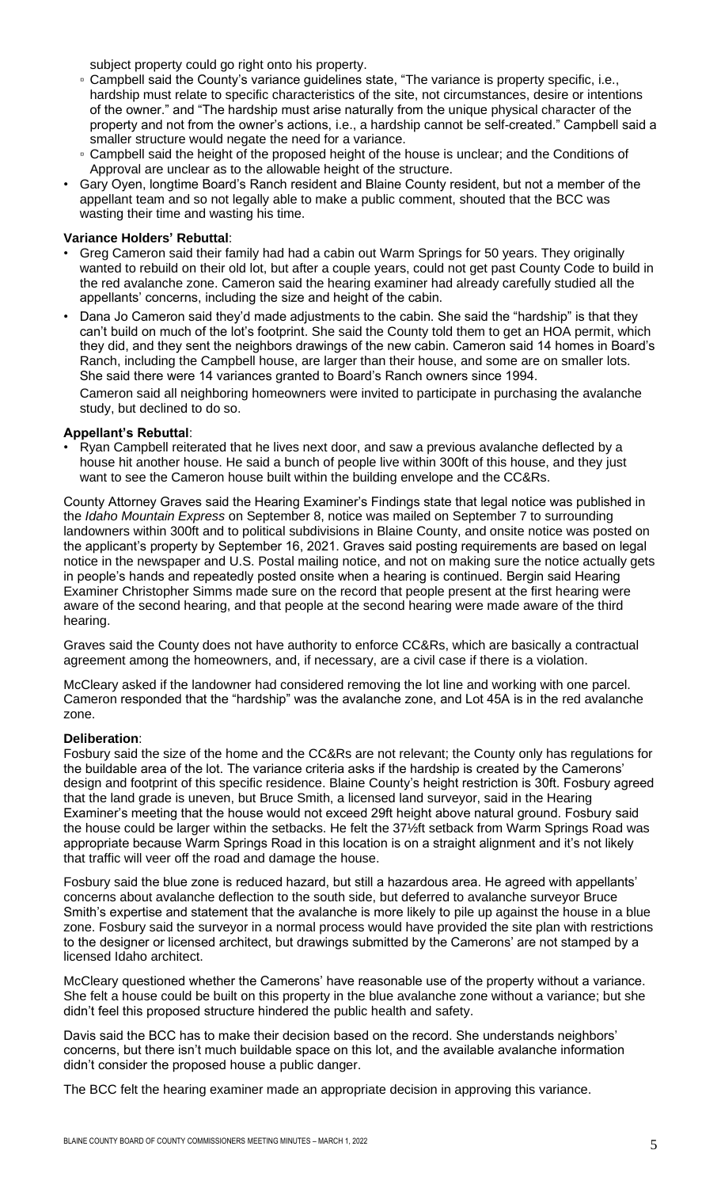subject property could go right onto his property.

   - Campbell said the County's variance guidelines state, "The variance is property specific, i.e., hardship must relate to specific characteristics of the site, not circumstances, desire or intentions of the owner." and "The hardship must arise naturally from the unique physical character of the property and not from the owner's actions, i.e., a hardship cannot be self-created." Campbell said a smaller structure would negate the need for a variance.
   - Campbell said the height of the proposed height of the house is unclear; and the Conditions of Approval are unclear as to the allowable height of the structure.
- Gary Oyen, longtime Board's Ranch resident and Blaine County resident, but not a member of the appellant team and so not legally able to make a public comment, shouted that the BCC was wasting their time and wasting his time.

**Variance Holders' Rebuttal**:

- Greg Cameron said their family had had a cabin out Warm Springs for 50 years. They originally wanted to rebuild on their old lot, but after a couple years, could not get past County Code to build in the red avalanche zone. Cameron said the hearing examiner had already carefully studied all the appellants' concerns, including the size and height of the cabin.
- Dana Jo Cameron said they'd made adjustments to the cabin. She said the "hardship" is that they can't build on much of the lot's footprint. She said the County told them to get an HOA permit, which they did, and they sent the neighbors drawings of the new cabin. Cameron said 14 homes in Board's Ranch, including the Campbell house, are larger than their house, and some are on smaller lots. She said there were 14 variances granted to Board's Ranch owners since 1994.

  Cameron said all neighboring homeowners were invited to participate in purchasing the avalanche study, but declined to do so.

**Appellant's Rebuttal**:

- Ryan Campbell reiterated that he lives next door, and saw a previous avalanche deflected by a house hit another house. He said a bunch of people live within 300ft of this house, and they just want to see the Cameron house built within the building envelope and the CC&Rs.

County Attorney Graves said the Hearing Examiner's Findings state that legal notice was published in the *Idaho Mountain Express* on September 8, notice was mailed on September 7 to surrounding landowners within 300ft and to political subdivisions in Blaine County, and onsite notice was posted on the applicant's property by September 16, 2021. Graves said posting requirements are based on legal notice in the newspaper and U.S. Postal mailing notice, and not on making sure the notice actually gets in people's hands and repeatedly posted onsite when a hearing is continued. Bergin said Hearing Examiner Christopher Simms made sure on the record that people present at the first hearing were aware of the second hearing, and that people at the second hearing were made aware of the third hearing.

Graves said the County does not have authority to enforce CC&Rs, which are basically a contractual agreement among the homeowners, and, if necessary, are a civil case if there is a violation.

McCleary asked if the landowner had considered removing the lot line and working with one parcel. Cameron responded that the "hardship" was the avalanche zone, and Lot 45A is in the red avalanche zone.

**Deliberation**:

Fosbury said the size of the home and the CC&Rs are not relevant; the County only has regulations for the buildable area of the lot. The variance criteria asks if the hardship is created by the Camerons' design and footprint of this specific residence. Blaine County's height restriction is 30ft. Fosbury agreed that the land grade is uneven, but Bruce Smith, a licensed land surveyor, said in the Hearing Examiner's meeting that the house would not exceed 29ft height above natural ground. Fosbury said the house could be larger within the setbacks. He felt the 37½ft setback from Warm Springs Road was appropriate because Warm Springs Road in this location is on a straight alignment and it's not likely that traffic will veer off the road and damage the house.

Fosbury said the blue zone is reduced hazard, but still a hazardous area. He agreed with appellants' concerns about avalanche deflection to the south side, but deferred to avalanche surveyor Bruce Smith's expertise and statement that the avalanche is more likely to pile up against the house in a blue zone. Fosbury said the surveyor in a normal process would have provided the site plan with restrictions to the designer or licensed architect, but drawings submitted by the Camerons' are not stamped by a licensed Idaho architect.

McCleary questioned whether the Camerons' have reasonable use of the property without a variance. She felt a house could be built on this property in the blue avalanche zone without a variance; but she didn't feel this proposed structure hindered the public health and safety.

Davis said the BCC has to make their decision based on the record. She understands neighbors' concerns, but there isn't much buildable space on this lot, and the available avalanche information didn't consider the proposed house a public danger.

The BCC felt the hearing examiner made an appropriate decision in approving this variance.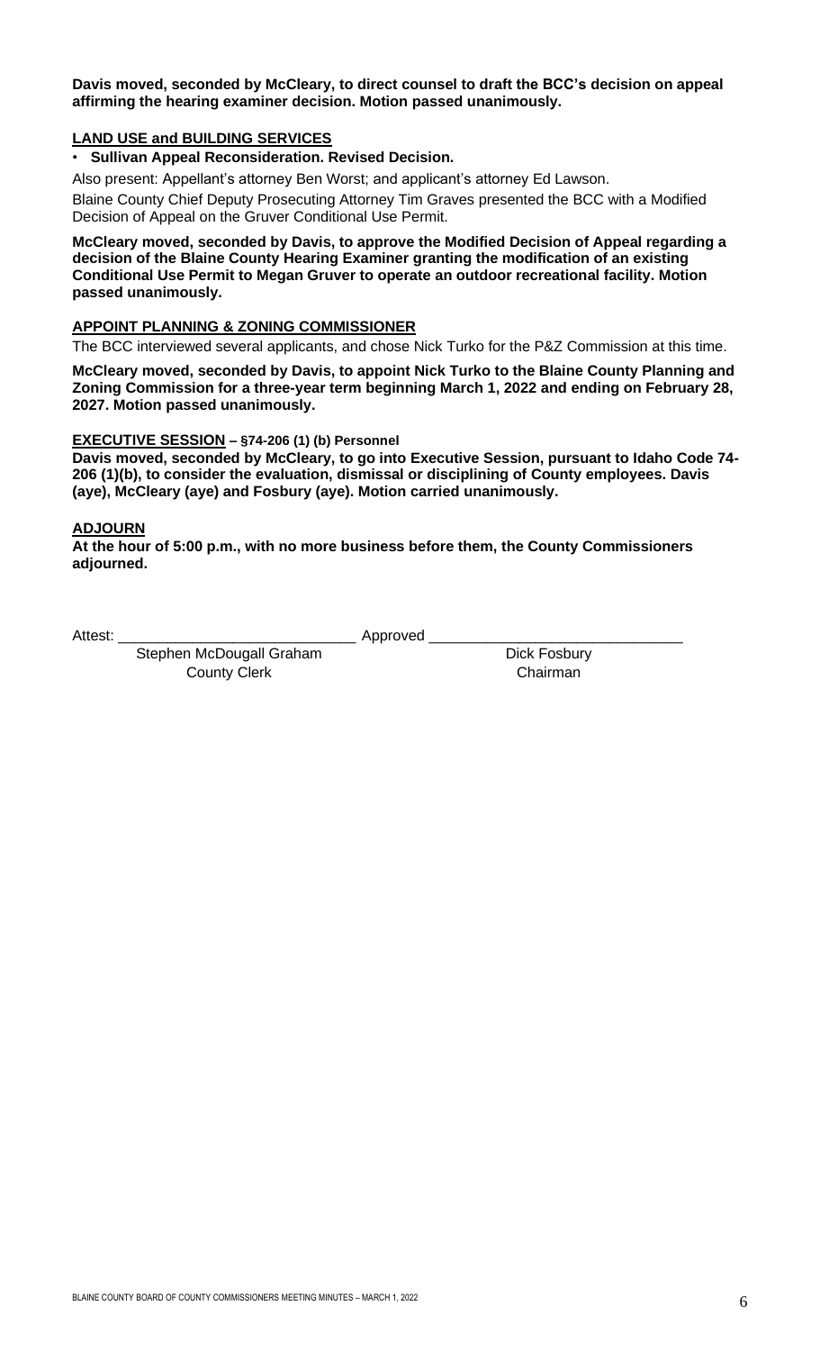**Davis moved, seconded by McCleary, to direct counsel to draft the BCC's decision on appeal affirming the hearing examiner decision. Motion passed unanimously.**

**LAND USE and BUILDING SERVICES**

- **Sullivan Appeal Reconsideration. Revised Decision.**

Also present: Appellant's attorney Ben Worst; and applicant's attorney Ed Lawson.

Blaine County Chief Deputy Prosecuting Attorney Tim Graves presented the BCC with a Modified Decision of Appeal on the Gruver Conditional Use Permit.

**McCleary moved, seconded by Davis, to approve the Modified Decision of Appeal regarding a decision of the Blaine County Hearing Examiner granting the modification of an existing Conditional Use Permit to Megan Gruver to operate an outdoor recreational facility. Motion passed unanimously.**

**APPOINT PLANNING & ZONING COMMISSIONER**

The BCC interviewed several applicants, and chose Nick Turko for the P&Z Commission at this time.

**McCleary moved, seconded by Davis, to appoint Nick Turko to the Blaine County Planning and Zoning Commission for a three-year term beginning March 1, 2022 and ending on February 28, 2027. Motion passed unanimously.**

**EXECUTIVE SESSION – §74-206 (1) (b) Personnel**

**Davis moved, seconded by McCleary, to go into Executive Session, pursuant to Idaho Code 74-206 (1)(b), to consider the evaluation, dismissal or disciplining of County employees. Davis (aye), McCleary (aye) and Fosbury (aye). Motion carried unanimously.**

**ADJOURN**

**At the hour of 5:00 p.m., with no more business before them, the County Commissioners adjourned.**

Attest: ____________________________ Approved ______________________________

Stephen McDougall Graham
County Clerk

Dick Fosbury
Chairman